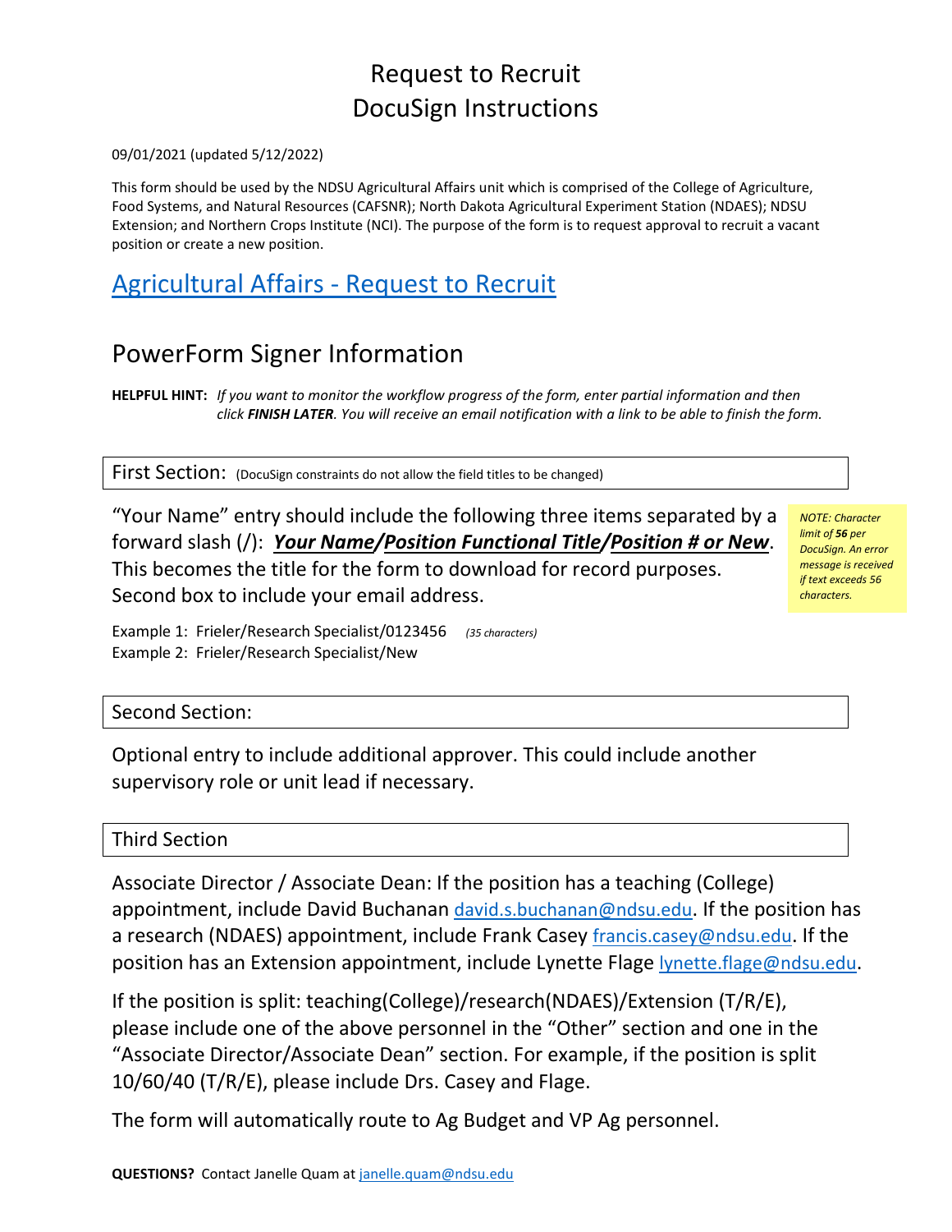# Request to Recruit
# DocuSign Instructions

09/01/2021 (updated 5/12/2022)

This form should be used by the NDSU Agricultural Affairs unit which is comprised of the College of Agriculture, Food Systems, and Natural Resources (CAFSNR); North Dakota Agricultural Experiment Station (NDAES); NDSU Extension; and Northern Crops Institute (NCI). The purpose of the form is to request approval to recruit a vacant position or create a new position.

## Agricultural Affairs - Request to Recruit

## PowerForm Signer Information

**HELPFUL HINT:** *If you want to monitor the workflow progress of the form, enter partial information and then click **FINISH LATER**. You will receive an email notification with a link to be able to finish the form.*

### First Section: (DocuSign constraints do not allow the field titles to be changed)

"Your Name" entry should include the following three items separated by a forward slash (/): ***Your Name/Position Functional Title/Position # or New***. This becomes the title for the form to download for record purposes. Second box to include your email address.

*NOTE: Character limit of **56** per DocuSign. An error message is received if text exceeds 56 characters.*

Example 1: Frieler/Research Specialist/0123456 *(35 characters)*
Example 2: Frieler/Research Specialist/New

### Second Section:

Optional entry to include additional approver. This could include another supervisory role or unit lead if necessary.

### Third Section

Associate Director / Associate Dean: If the position has a teaching (College) appointment, include David Buchanan david.s.buchanan@ndsu.edu. If the position has a research (NDAES) appointment, include Frank Casey francis.casey@ndsu.edu. If the position has an Extension appointment, include Lynette Flage lynette.flage@ndsu.edu.

If the position is split: teaching(College)/research(NDAES)/Extension (T/R/E), please include one of the above personnel in the "Other" section and one in the "Associate Director/Associate Dean" section. For example, if the position is split 10/60/40 (T/R/E), please include Drs. Casey and Flage.

The form will automatically route to Ag Budget and VP Ag personnel.

**QUESTIONS?** Contact Janelle Quam at janelle.quam@ndsu.edu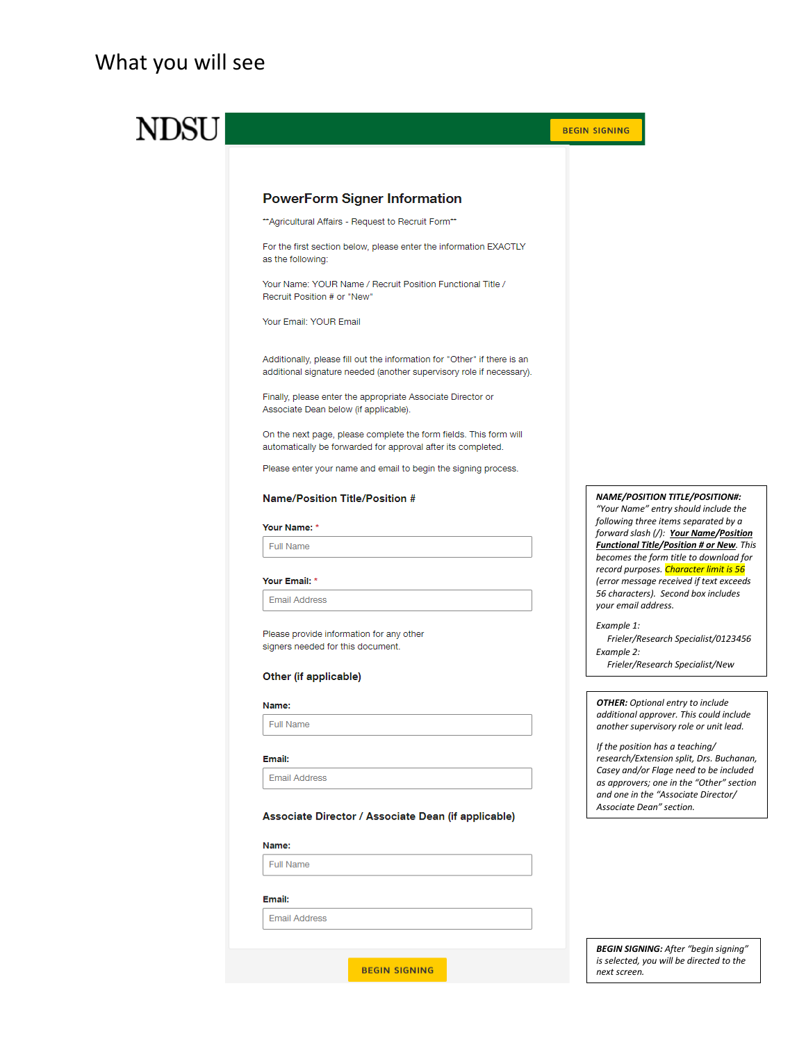# What you will see

NDSU

BEGIN SIGNING

## PowerForm Signer Information

"Agricultural Affairs - Request to Recruit Form"

For the first section below, please enter the information EXACTLY as the following:

Your Name: YOUR Name / Recruit Position Functional Title / Recruit Position # or "New"

Your Email: YOUR Email

Additionally, please fill out the information for "Other" if there is an additional signature needed (another supervisory role if necessary).

Finally, please enter the appropriate Associate Director or Associate Dean below (if applicable).

On the next page, please complete the form fields. This form will automatically be forwarded for approval after its completed.

Please enter your name and email to begin the signing process.

### Name/Position Title/Position #

**Your Name:** *

Full Name

**Your Email:** *

Email Address

Please provide information for any other signers needed for this document.

### Other (if applicable)

**Name:**

Full Name

**Email:**

Email Address

### Associate Director / Associate Dean (if applicable)

**Name:**

Full Name

**Email:**

Email Address

BEGIN SIGNING

***NAME/POSITION TITLE/POSITION#:*** *"Your Name" entry should include the following three items separated by a forward slash (/):* ***Your Name/Position Functional Title/Position # or New****. This becomes the form title to download for record purposes. Character limit is 56 (error message received if text exceeds 56 characters). Second box includes your email address.*

*Example 1:*
*Frieler/Research Specialist/0123456*
*Example 2:*
*Frieler/Research Specialist/New*

***OTHER:*** *Optional entry to include additional approver. This could include another supervisory role or unit lead.*

*If the position has a teaching/research/Extension split, Drs. Buchanan, Casey and/or Flage need to be included as approvers; one in the "Other" section and one in the "Associate Director/ Associate Dean" section.*

***BEGIN SIGNING:*** *After "begin signing" is selected, you will be directed to the next screen.*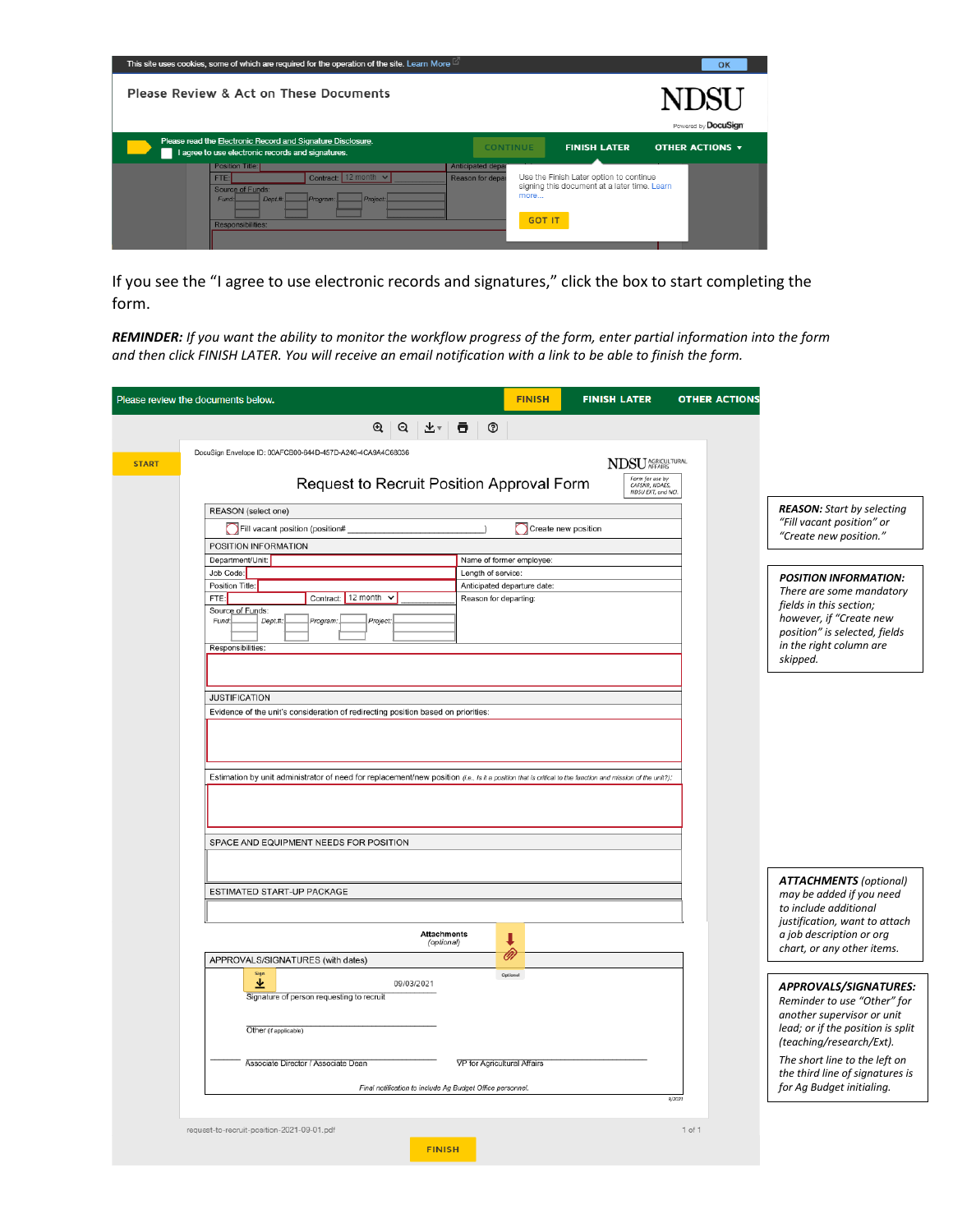This site uses cookies, some of which are required for the operation of the site. Learn More

Please Review & Act on These Documents

Please read the Electronic Record and Signature Disclosure.
I agree to use electronic records and signatures.

CONTINUE | FINISH LATER | OTHER ACTIONS

Use the Finish Later option to continue signing this document at a later time. Learn more...

GOT IT

If you see the "I agree to use electronic records and signatures," click the box to start completing the form.

***REMINDER:*** *If you want the ability to monitor the workflow progress of the form, enter partial information into the form and then click FINISH LATER. You will receive an email notification with a link to be able to finish the form.*

Please review the documents below.

FINISH | FINISH LATER | OTHER ACTIONS

START

DocuSign Envelope ID: 00AFCB00-644D-457D-A240-4CA9A4C68036

**Request to Recruit Position Approval Form**

Form for use by CAFSNR, NDAES, NDSU EXT, and NO.

REASON (select one)

Fill vacant position (position# \_\_\_\_\_\_\_\_\_\_) Create new position

POSITION INFORMATION

| | |
|---|---|
| Department/Unit: | Name of former employee: |
| Job Code: | Length of service: |
| Position Title: | Anticipated departure date: |
| FTE: Contract: 12 month | Reason for departing: |
| Source of Funds: Fund: Dept.#: Program: Project: | |

Responsibilities:

JUSTIFICATION

Evidence of the unit's consideration of redirecting position based on priorities:

Estimation by unit administrator of need for replacement/new position (i.e., is it a position that is critical to the function and mission of the unit?):

SPACE AND EQUIPMENT NEEDS FOR POSITION

ESTIMATED START-UP PACKAGE

Attachments (optional)

APPROVALS/SIGNATURES (with dates)

Signature of person requesting to recruit 09/03/2021

Other (if applicable)

Associate Director / Associate Dean

VP for Agricultural Affairs

Final notification to include Ag Budget Office personnel.

request-to-recruit-position-2021-09-01.pdf

FINISH

***REASON:*** *Start by selecting "Fill vacant position" or "Create new position."*

***POSITION INFORMATION:*** *There are some mandatory fields in this section; however, if "Create new position" is selected, fields in the right column are skipped.*

***ATTACHMENTS*** *(optional) may be added if you need to include additional justification, want to attach a job description or org chart, or any other items.*

***APPROVALS/SIGNATURES:*** *Reminder to use "Other" for another supervisor or unit lead; or if the position is split (teaching/research/Ext).*

*The short line to the left on the third line of signatures is for Ag Budget initialing.*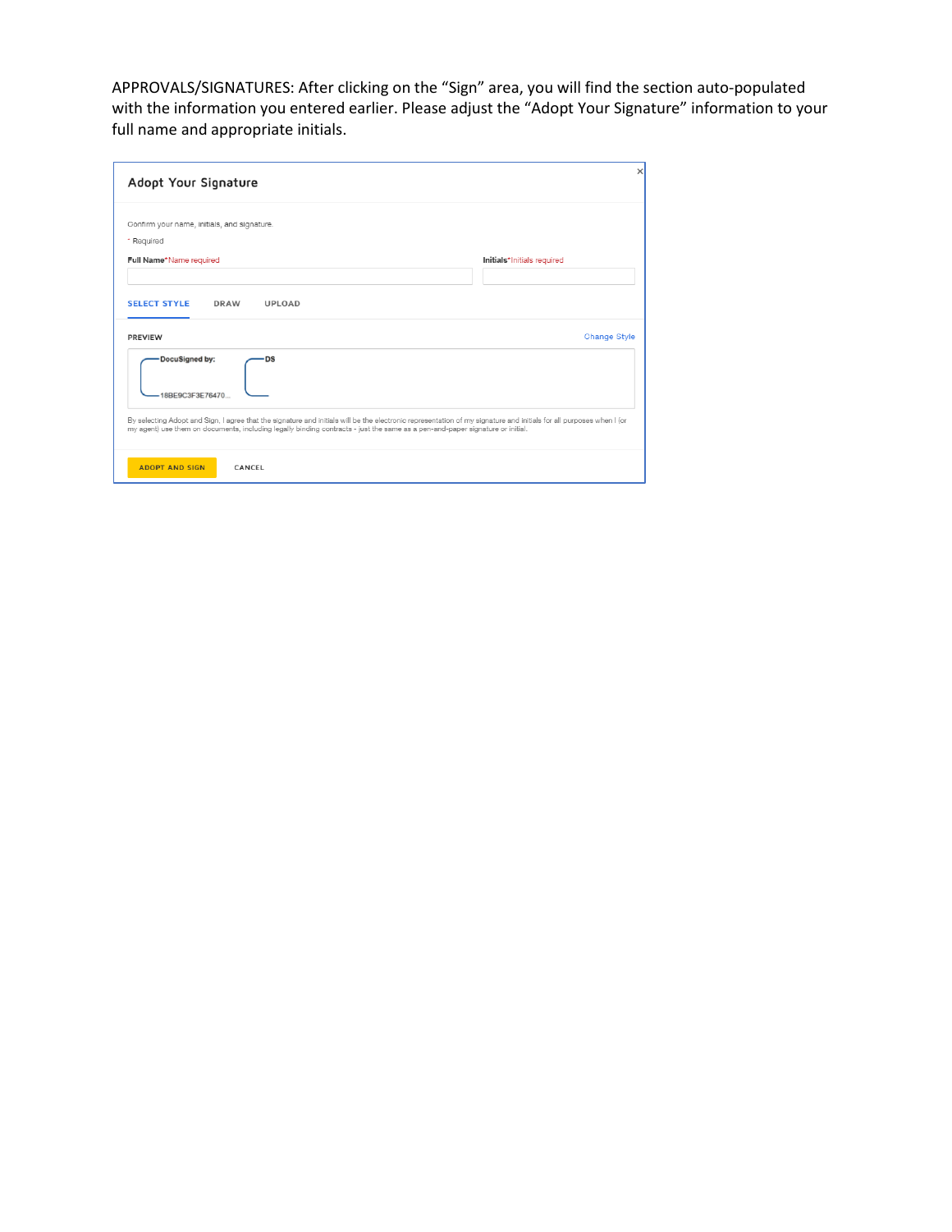APPROVALS/SIGNATURES: After clicking on the "Sign" area, you will find the section auto-populated with the information you entered earlier. Please adjust the "Adopt Your Signature" information to your full name and appropriate initials.

×

Adopt Your Signature

Confirm your name, initials, and signature.

* Required

**Full Name** *Name required

**Initials** *Initials required

SELECT STYLE DRAW UPLOAD

PREVIEW

Change Style

DocuSigned by:

18BE9C3F3E76470...

DS

By selecting Adopt and Sign, I agree that the signature and initials will be the electronic representation of my signature and initials for all purposes when I (or my agent) use them on documents, including legally binding contracts - just the same as a pen-and-paper signature or initial.

ADOPT AND SIGN CANCEL